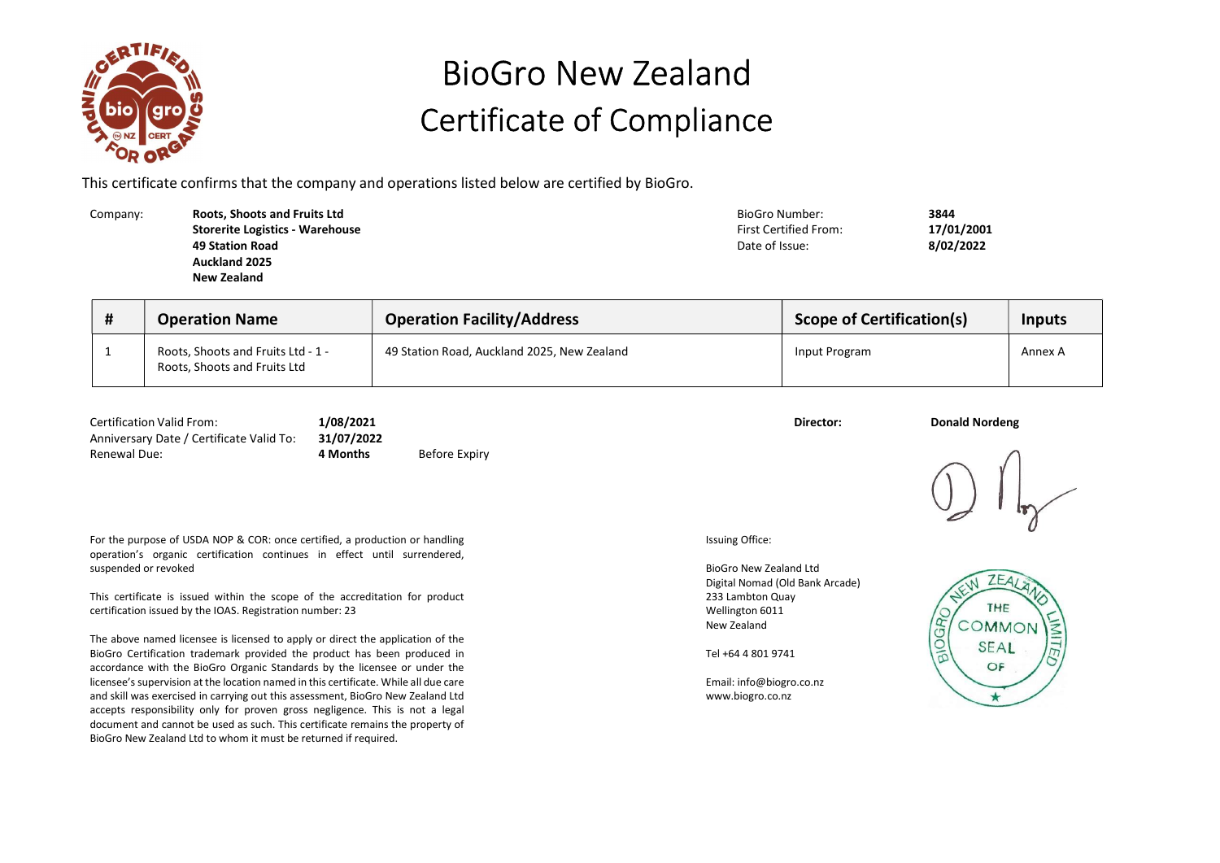# BioGro New Zealand
# Certificate of Compliance

This certificate confirms that the company and operations listed below are certified by BioGro.

Company: **Roots, Shoots and Fruits Ltd**
**Storerite Logistics - Warehouse**
**49 Station Road**
**Auckland 2025**
**New Zealand**

BioGro Number: **3844**
First Certified From: **17/01/2001**
Date of Issue: **8/02/2022**

| # | Operation Name | Operation Facility/Address | Scope of Certification(s) | Inputs |
|---|---|---|---|---|
| 1 | Roots, Shoots and Fruits Ltd - 1 - Roots, Shoots and Fruits Ltd | 49 Station Road, Auckland 2025, New Zealand | Input Program | Annex A |

Certification Valid From: **1/08/2021**
Anniversary Date / Certificate Valid To: **31/07/2022**
Renewal Due: **4 Months** Before Expiry

**Director:** **Donald Nordeng**

For the purpose of USDA NOP & COR: once certified, a production or handling operation's organic certification continues in effect until surrendered, suspended or revoked

This certificate is issued within the scope of the accreditation for product certification issued by the IOAS. Registration number: 23

The above named licensee is licensed to apply or direct the application of the BioGro Certification trademark provided the product has been produced in accordance with the BioGro Organic Standards by the licensee or under the licensee's supervision at the location named in this certificate. While all due care and skill was exercised in carrying out this assessment, BioGro New Zealand Ltd accepts responsibility only for proven gross negligence. This is not a legal document and cannot be used as such. This certificate remains the property of BioGro New Zealand Ltd to whom it must be returned if required.

Issuing Office:

BioGro New Zealand Ltd
Digital Nomad (Old Bank Arcade)
233 Lambton Quay
Wellington 6011
New Zealand

Tel +64 4 801 9741

Email: info@biogro.co.nz
www.biogro.co.nz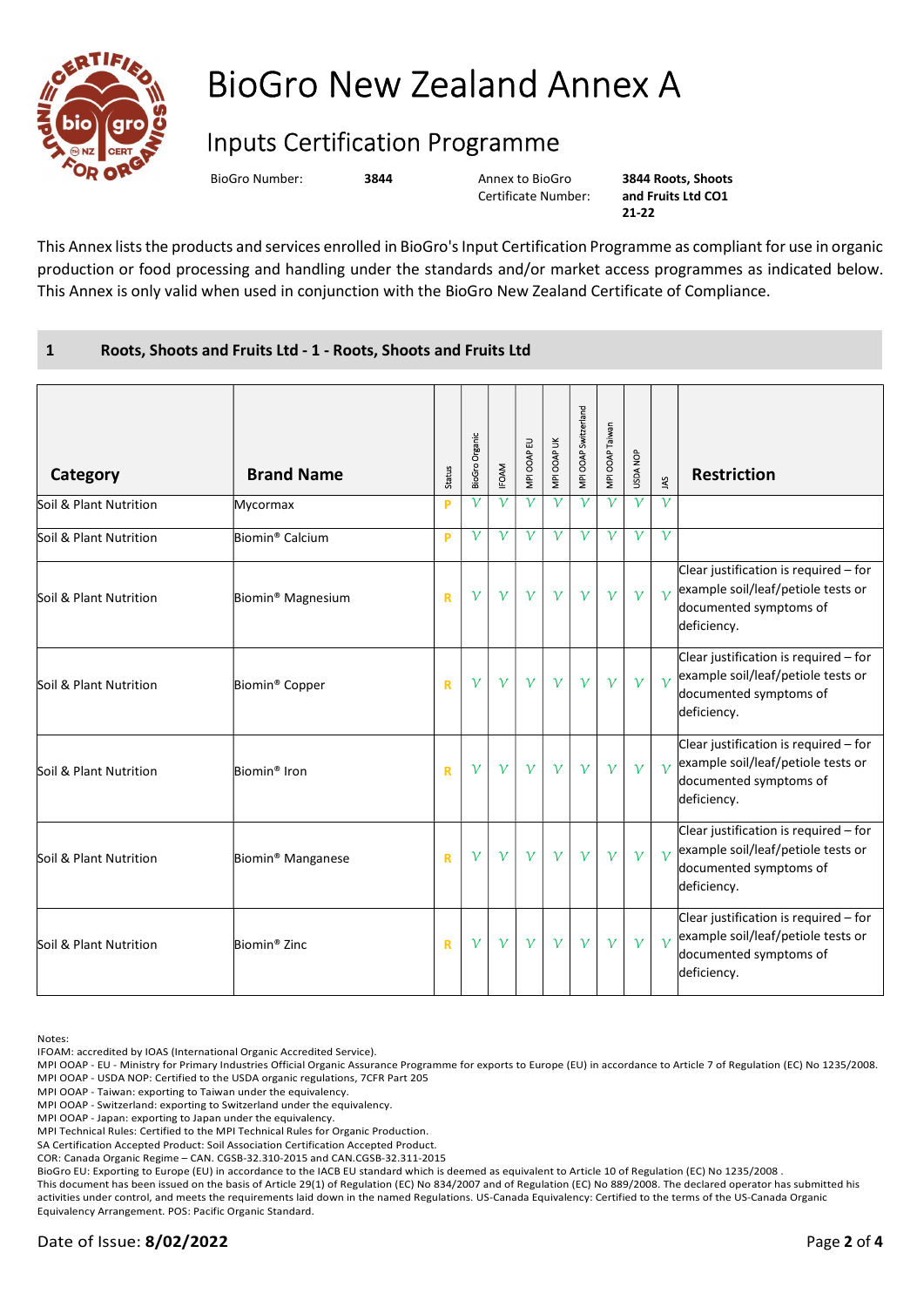# BioGro New Zealand Annex A

## Inputs Certification Programme

BioGro Number: **3844**

Annex to BioGro Certificate Number: **3844 Roots, Shoots and Fruits Ltd CO1 21-22**

This Annex lists the products and services enrolled in BioGro's Input Certification Programme as compliant for use in organic production or food processing and handling under the standards and/or market access programmes as indicated below. This Annex is only valid when used in conjunction with the BioGro New Zealand Certificate of Compliance.

### 1 Roots, Shoots and Fruits Ltd - 1 - Roots, Shoots and Fruits Ltd

| Category | Brand Name | Status | BioGro Organic | IFOAM | MPI OOAP EU | MPI OOAP UK | MPI OOAP Switzerland | MPI OOAP Taiwan | USDA NOP | JAS | Restriction |
|---|---|---|---|---|---|---|---|---|---|---|---|
| Soil & Plant Nutrition | Mycormax | P | √ | √ | √ | √ | √ | √ | √ | √ | |
| Soil & Plant Nutrition | Biomin® Calcium | P | √ | √ | √ | √ | √ | √ | √ | √ | |
| Soil & Plant Nutrition | Biomin® Magnesium | R | √ | √ | √ | √ | √ | √ | √ | √ | Clear justification is required – for example soil/leaf/petiole tests or documented symptoms of deficiency. |
| Soil & Plant Nutrition | Biomin® Copper | R | √ | √ | √ | √ | √ | √ | √ | √ | Clear justification is required – for example soil/leaf/petiole tests or documented symptoms of deficiency. |
| Soil & Plant Nutrition | Biomin® Iron | R | √ | √ | √ | √ | √ | √ | √ | √ | Clear justification is required – for example soil/leaf/petiole tests or documented symptoms of deficiency. |
| Soil & Plant Nutrition | Biomin® Manganese | R | √ | √ | √ | √ | √ | √ | √ | √ | Clear justification is required – for example soil/leaf/petiole tests or documented symptoms of deficiency. |
| Soil & Plant Nutrition | Biomin® Zinc | R | √ | √ | √ | √ | √ | √ | √ | √ | Clear justification is required – for example soil/leaf/petiole tests or documented symptoms of deficiency. |

Notes:
IFOAM: accredited by IOAS (International Organic Accredited Service).
MPI OOAP - EU - Ministry for Primary Industries Official Organic Assurance Programme for exports to Europe (EU) in accordance to Article 7 of Regulation (EC) No 1235/2008.
MPI OOAP - USDA NOP: Certified to the USDA organic regulations, 7CFR Part 205
MPI OOAP - Taiwan: exporting to Taiwan under the equivalency.
MPI OOAP - Switzerland: exporting to Switzerland under the equivalency.
MPI OOAP - Japan: exporting to Japan under the equivalency.
MPI Technical Rules: Certified to the MPI Technical Rules for Organic Production.
SA Certification Accepted Product: Soil Association Certification Accepted Product.
COR: Canada Organic Regime – CAN. CGSB-32.310-2015 and CAN.CGSB-32.311-2015
BioGro EU: Exporting to Europe (EU) in accordance to the IACB EU standard which is deemed as equivalent to Article 10 of Regulation (EC) No 1235/2008 .
This document has been issued on the basis of Article 29(1) of Regulation (EC) No 834/2007 and of Regulation (EC) No 889/2008. The declared operator has submitted his activities under control, and meets the requirements laid down in the named Regulations. US-Canada Equivalency: Certified to the terms of the US-Canada Organic Equivalency Arrangement. POS: Pacific Organic Standard.

Date of Issue: **8/02/2022**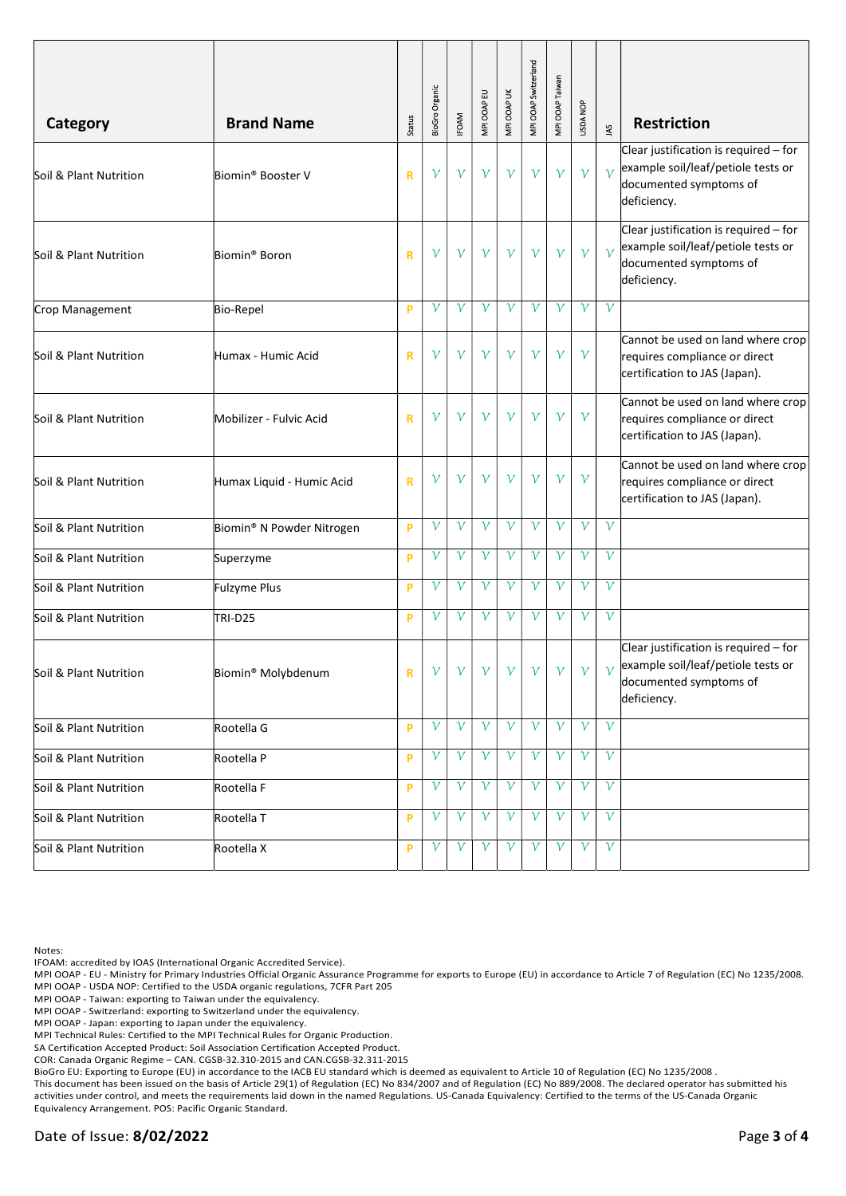| Category | Brand Name | Status | BioGro Organic | IFOAM | MPI OOAP EU | MPI OOAP UK | MPI OOAP Switzerland | MPI OOAP Taiwan | USDA NOP | JAS | Restriction |
|---|---|---|---|---|---|---|---|---|---|---|---|
| Soil & Plant Nutrition | Biomin® Booster V | R | √ | √ | √ | √ | √ | √ | √ | √ | Clear justification is required – for example soil/leaf/petiole tests or documented symptoms of deficiency. |
| Soil & Plant Nutrition | Biomin® Boron | R | √ | √ | √ | √ | √ | √ | √ | √ | Clear justification is required – for example soil/leaf/petiole tests or documented symptoms of deficiency. |
| Crop Management | Bio-Repel | P | √ | √ | √ | √ | √ | √ | √ | √ | |
| Soil & Plant Nutrition | Humax - Humic Acid | R | √ | √ | √ | √ | √ | √ | √ | | Cannot be used on land where crop requires compliance or direct certification to JAS (Japan). |
| Soil & Plant Nutrition | Mobilizer - Fulvic Acid | R | √ | √ | √ | √ | √ | √ | √ | | Cannot be used on land where crop requires compliance or direct certification to JAS (Japan). |
| Soil & Plant Nutrition | Humax Liquid - Humic Acid | R | √ | √ | √ | √ | √ | √ | √ | | Cannot be used on land where crop requires compliance or direct certification to JAS (Japan). |
| Soil & Plant Nutrition | Biomin® N Powder Nitrogen | P | √ | √ | √ | √ | √ | √ | √ | √ | |
| Soil & Plant Nutrition | Superzyme | P | √ | √ | √ | √ | √ | √ | √ | √ | |
| Soil & Plant Nutrition | Fulzyme Plus | P | √ | √ | √ | √ | √ | √ | √ | √ | |
| Soil & Plant Nutrition | TRI-D25 | P | √ | √ | √ | √ | √ | √ | √ | √ | |
| Soil & Plant Nutrition | Biomin® Molybdenum | R | √ | √ | √ | √ | √ | √ | √ | √ | Clear justification is required – for example soil/leaf/petiole tests or documented symptoms of deficiency. |
| Soil & Plant Nutrition | Rootella G | P | √ | √ | √ | √ | √ | √ | √ | √ | |
| Soil & Plant Nutrition | Rootella P | P | √ | √ | √ | √ | √ | √ | √ | √ | |
| Soil & Plant Nutrition | Rootella F | P | √ | √ | √ | √ | √ | √ | √ | √ | |
| Soil & Plant Nutrition | Rootella T | P | √ | √ | √ | √ | √ | √ | √ | √ | |
| Soil & Plant Nutrition | Rootella X | P | √ | √ | √ | √ | √ | √ | √ | √ | |

Notes:
IFOAM: accredited by IOAS (International Organic Accredited Service).
MPI OOAP - EU - Ministry for Primary Industries Official Organic Assurance Programme for exports to Europe (EU) in accordance to Article 7 of Regulation (EC) No 1235/2008.
MPI OOAP - USDA NOP: Certified to the USDA organic regulations, 7CFR Part 205
MPI OOAP - Taiwan: exporting to Taiwan under the equivalency.
MPI OOAP - Switzerland: exporting to Switzerland under the equivalency.
MPI OOAP - Japan: exporting to Japan under the equivalency.
MPI Technical Rules: Certified to the MPI Technical Rules for Organic Production.
SA Certification Accepted Product: Soil Association Certification Accepted Product.
COR: Canada Organic Regime – CAN. CGSB-32.310-2015 and CAN.CGSB-32.311-2015
BioGro EU: Exporting to Europe (EU) in accordance to the IACB EU standard which is deemed as equivalent to Article 10 of Regulation (EC) No 1235/2008 .
This document has been issued on the basis of Article 29(1) of Regulation (EC) No 834/2007 and of Regulation (EC) No 889/2008. The declared operator has submitted his activities under control, and meets the requirements laid down in the named Regulations. US-Canada Equivalency: Certified to the terms of the US-Canada Organic Equivalency Arrangement. POS: Pacific Organic Standard.

Date of Issue: **8/02/2022**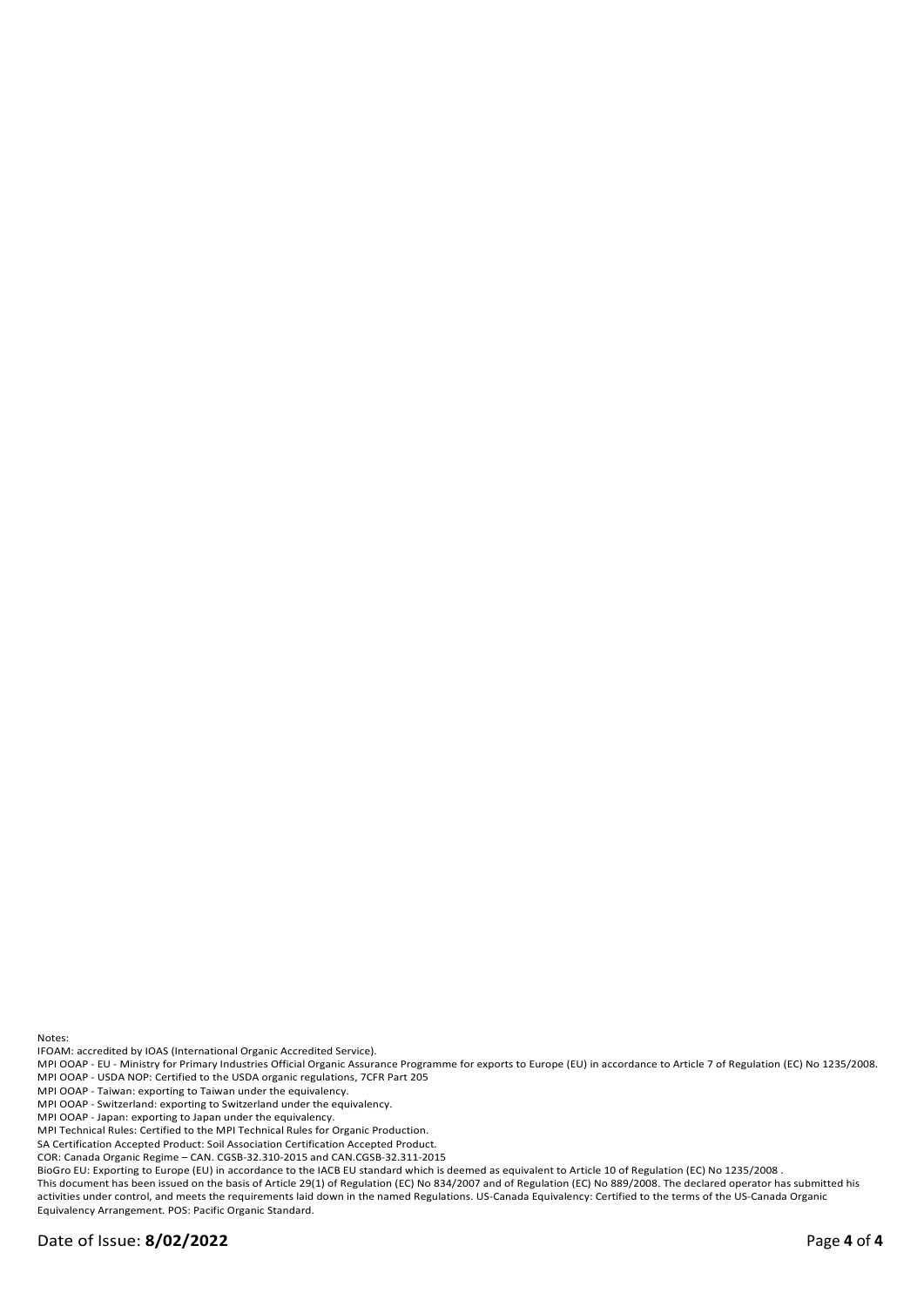Notes:

IFOAM: accredited by IOAS (International Organic Accredited Service).

MPI OOAP - EU - Ministry for Primary Industries Official Organic Assurance Programme for exports to Europe (EU) in accordance to Article 7 of Regulation (EC) No 1235/2008.

MPI OOAP - USDA NOP: Certified to the USDA organic regulations, 7CFR Part 205

MPI OOAP - Taiwan: exporting to Taiwan under the equivalency.

MPI OOAP - Switzerland: exporting to Switzerland under the equivalency.

MPI OOAP - Japan: exporting to Japan under the equivalency.

MPI Technical Rules: Certified to the MPI Technical Rules for Organic Production.

SA Certification Accepted Product: Soil Association Certification Accepted Product.

COR: Canada Organic Regime – CAN. CGSB-32.310-2015 and CAN.CGSB-32.311-2015

BioGro EU: Exporting to Europe (EU) in accordance to the IACB EU standard which is deemed as equivalent to Article 10 of Regulation (EC) No 1235/2008 .

This document has been issued on the basis of Article 29(1) of Regulation (EC) No 834/2007 and of Regulation (EC) No 889/2008. The declared operator has submitted his activities under control, and meets the requirements laid down in the named Regulations. US-Canada Equivalency: Certified to the terms of the US-Canada Organic Equivalency Arrangement. POS: Pacific Organic Standard.

Date of Issue: **8/02/2022**